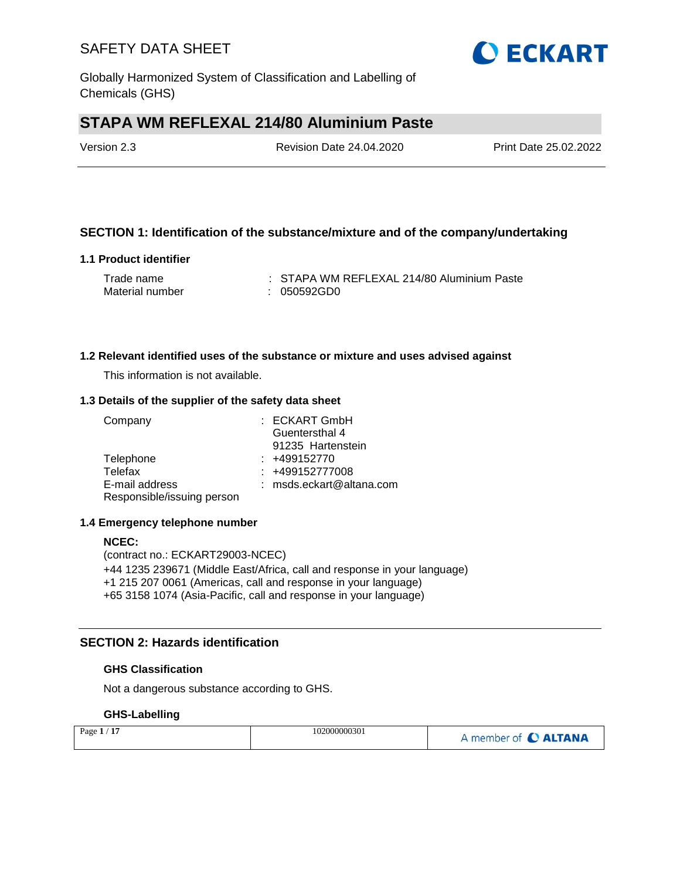# SAFETY DATA SHEET

Globally Harmonized System of Classification and Labelling of Chemicals (GHS)

## STAPA WM REFLEXAL 214/80 Aluminium Paste

Version 2.3 | Revision Date 24.04.2020 | Print Date 25.02.2022

## SECTION 1: Identification of the substance/mixture and of the company/undertaking

### 1.1 Product identifier

Trade name : STAPA WM REFLEXAL 214/80 Aluminium Paste
Material number : 050592GD0

### 1.2 Relevant identified uses of the substance or mixture and uses advised against

This information is not available.

### 1.3 Details of the supplier of the safety data sheet

Company : ECKART GmbH
Guentersthal 4
91235 Hartenstein
Telephone : +499152770
Telefax : +499152777008
E-mail address : msds.eckart@altana.com
Responsible/issuing person

### 1.4 Emergency telephone number

**NCEC:**
(contract no.: ECKART29003-NCEC)
+44 1235 239671 (Middle East/Africa, call and response in your language)
+1 215 207 0061 (Americas, call and response in your language)
+65 3158 1074 (Asia-Pacific, call and response in your language)

## SECTION 2: Hazards identification

### GHS Classification

Not a dangerous substance according to GHS.

### GHS-Labelling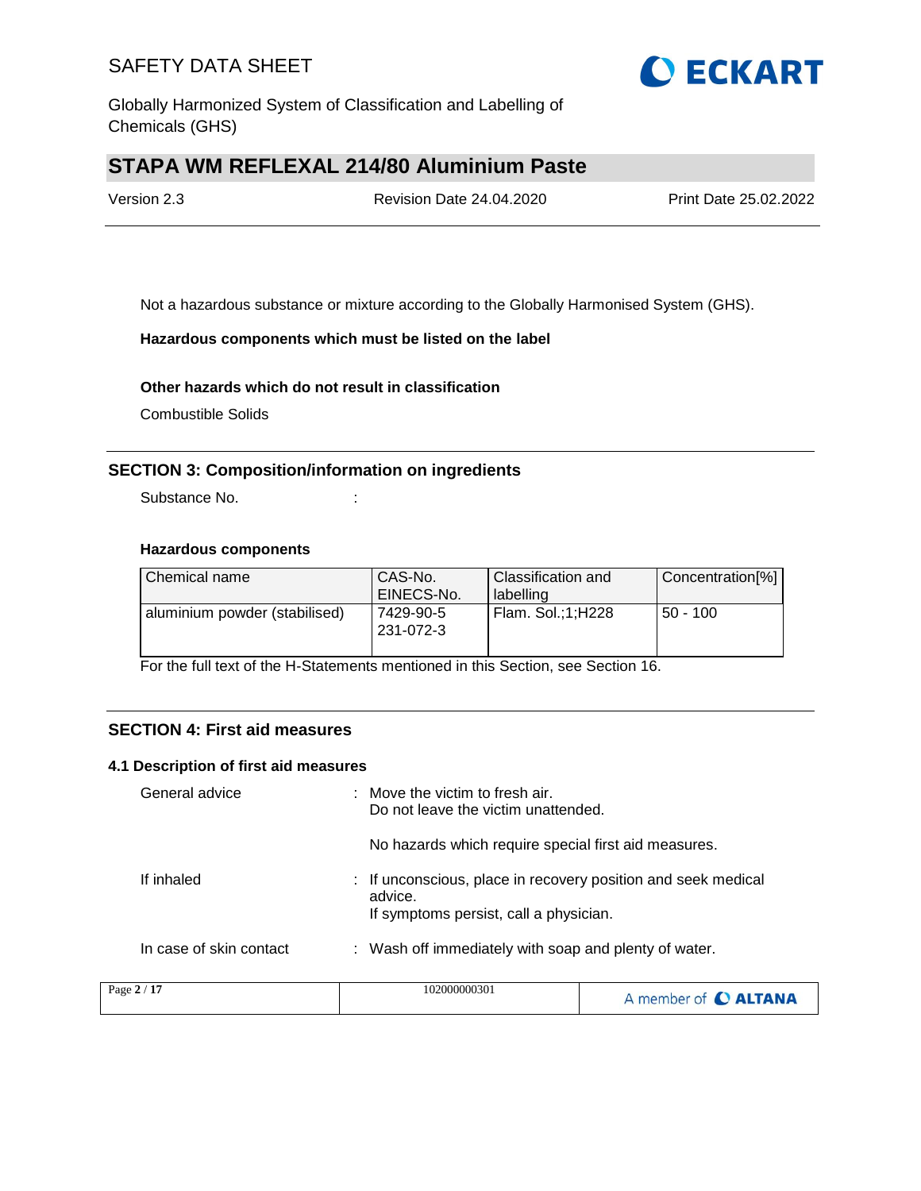Not a hazardous substance or mixture according to the Globally Harmonised System (GHS).

**Hazardous components which must be listed on the label**

**Other hazards which do not result in classification**

Combustible Solids

## SECTION 3: Composition/information on ingredients

Substance No. :

**Hazardous components**

| Chemical name | CAS-No. EINECS-No. | Classification and labelling | Concentration[%] |
|---|---|---|---|
| aluminium powder (stabilised) | 7429-90-5 231-072-3 | Flam. Sol.;1;H228 | 50 - 100 |

For the full text of the H-Statements mentioned in this Section, see Section 16.

## SECTION 4: First aid measures

### 4.1 Description of first aid measures

General advice : Move the victim to fresh air.
Do not leave the victim unattended.

No hazards which require special first aid measures.

If inhaled : If unconscious, place in recovery position and seek medical advice.
If symptoms persist, call a physician.

In case of skin contact : Wash off immediately with soap and plenty of water.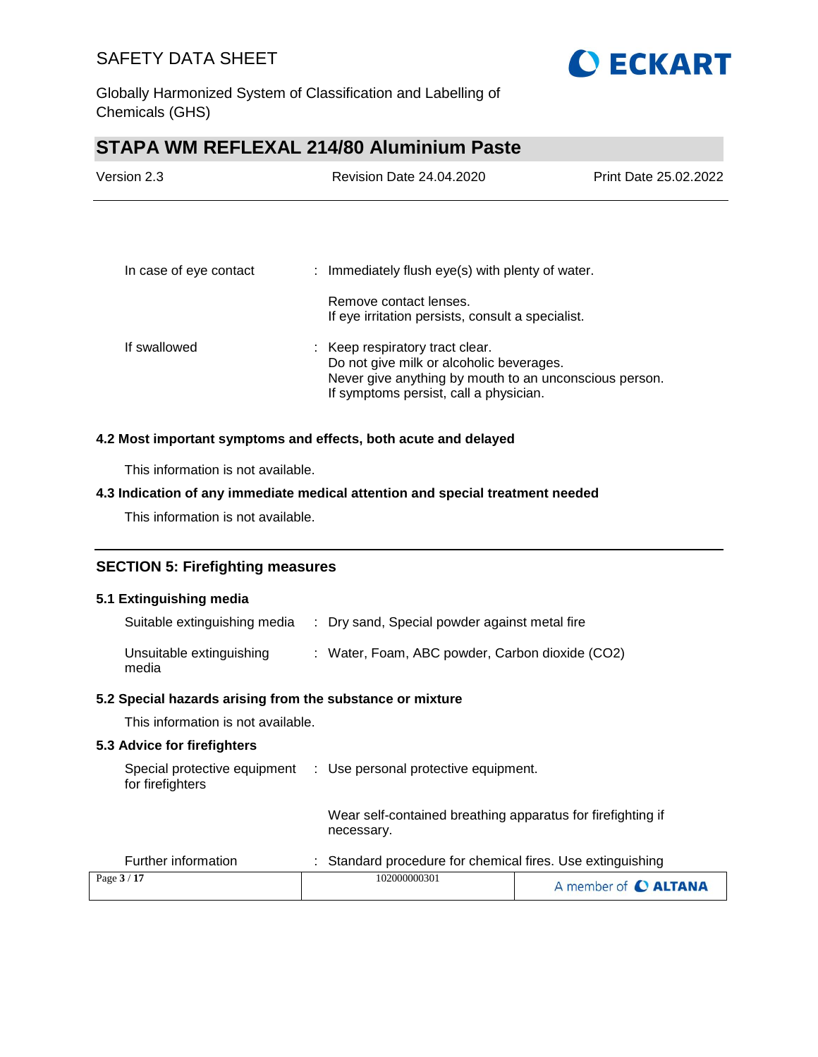| | |
|---|---|
| In case of eye contact | : Immediately flush eye(s) with plenty of water.<br><br>Remove contact lenses.<br>If eye irritation persists, consult a specialist. |
| If swallowed | : Keep respiratory tract clear.<br>Do not give milk or alcoholic beverages.<br>Never give anything by mouth to an unconscious person.<br>If symptoms persist, call a physician. |

### 4.2 Most important symptoms and effects, both acute and delayed

This information is not available.

### 4.3 Indication of any immediate medical attention and special treatment needed

This information is not available.

## SECTION 5: Firefighting measures

### 5.1 Extinguishing media

| | |
|---|---|
| Suitable extinguishing media | : Dry sand, Special powder against metal fire |
| Unsuitable extinguishing media | : Water, Foam, ABC powder, Carbon dioxide ($CO_2$) |

### 5.2 Special hazards arising from the substance or mixture

This information is not available.

### 5.3 Advice for firefighters

| | |
|---|---|
| Special protective equipment for firefighters | : Use personal protective equipment.<br><br>Wear self-contained breathing apparatus for firefighting if necessary. |
| Further information | : Standard procedure for chemical fires. Use extinguishing |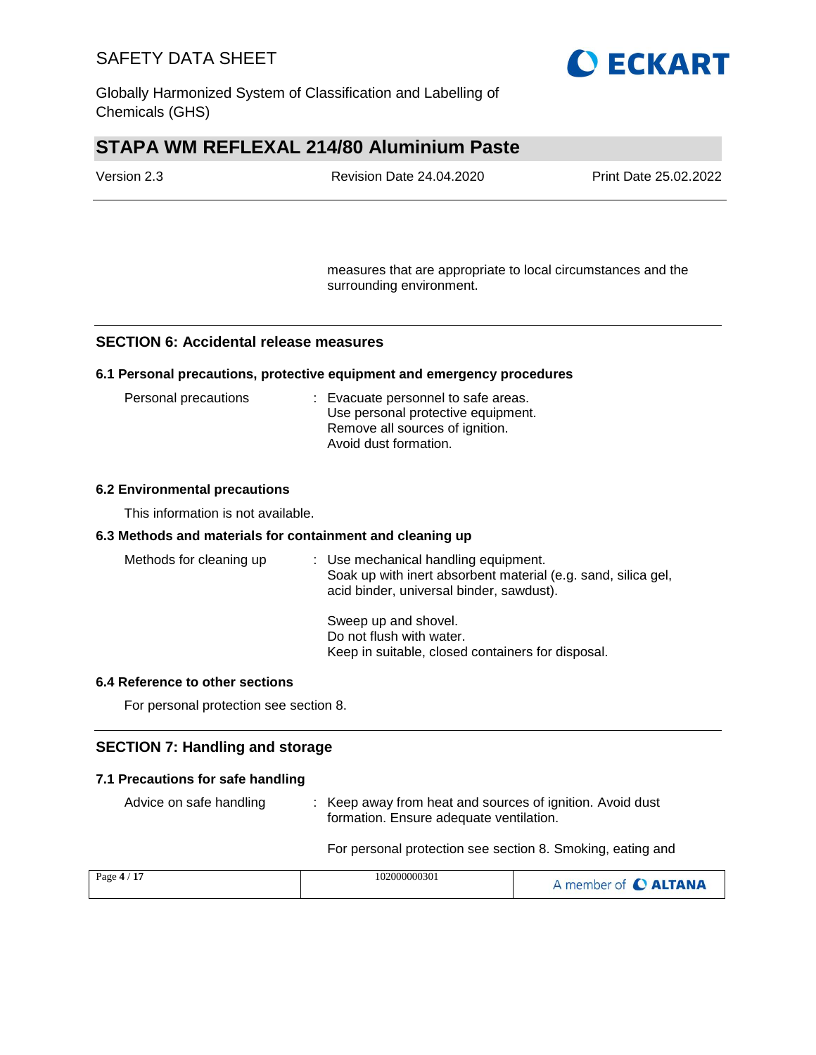measures that are appropriate to local circumstances and the surrounding environment.

## SECTION 6: Accidental release measures

### 6.1 Personal precautions, protective equipment and emergency procedures

Personal precautions : Evacuate personnel to safe areas.
Use personal protective equipment.
Remove all sources of ignition.
Avoid dust formation.

### 6.2 Environmental precautions

This information is not available.

### 6.3 Methods and materials for containment and cleaning up

Methods for cleaning up : Use mechanical handling equipment.
Soak up with inert absorbent material (e.g. sand, silica gel, acid binder, universal binder, sawdust).

Sweep up and shovel.
Do not flush with water.
Keep in suitable, closed containers for disposal.

### 6.4 Reference to other sections

For personal protection see section 8.

## SECTION 7: Handling and storage

### 7.1 Precautions for safe handling

Advice on safe handling : Keep away from heat and sources of ignition. Avoid dust formation. Ensure adequate ventilation.

For personal protection see section 8. Smoking, eating and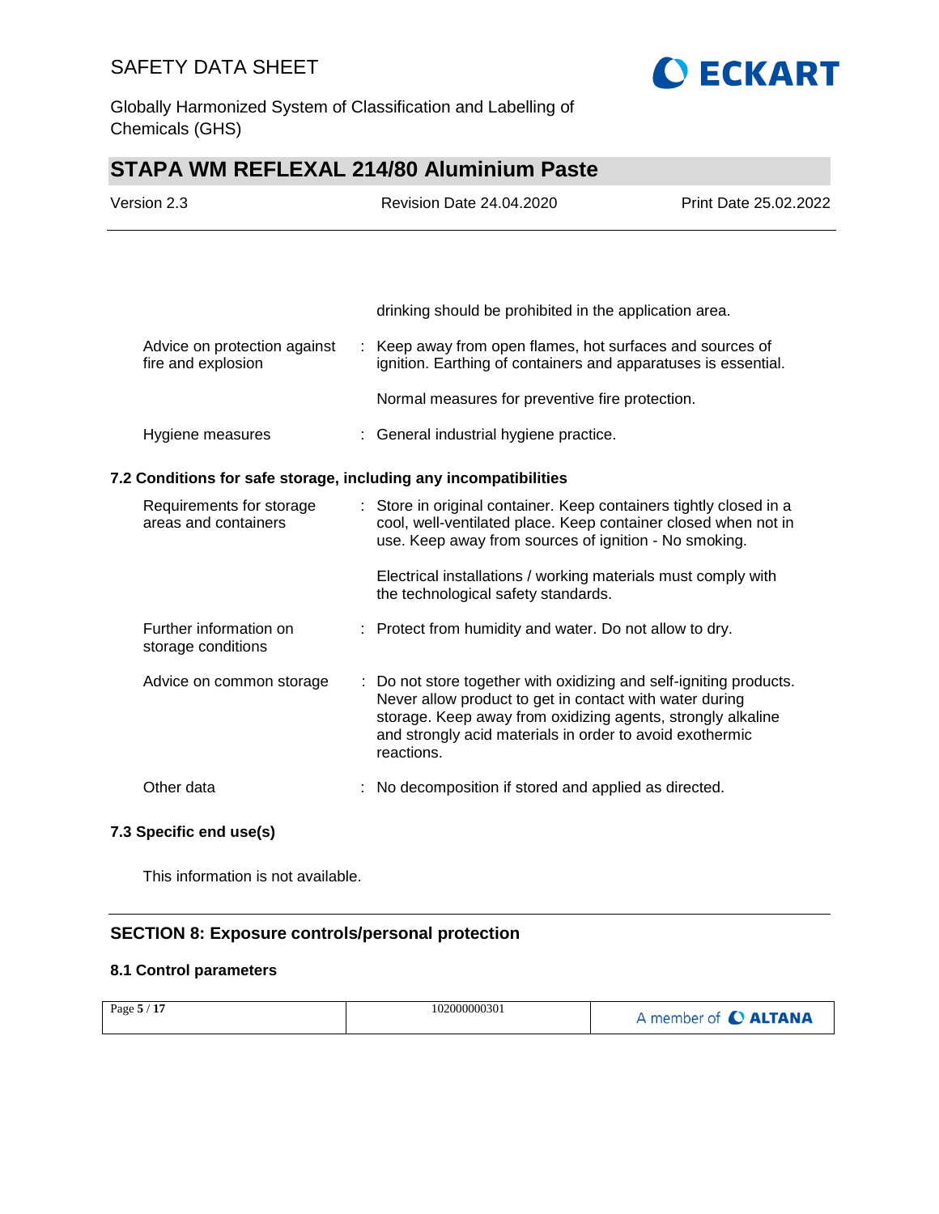| | |
|---|---|
| | drinking should be prohibited in the application area. |
| Advice on protection against fire and explosion | : Keep away from open flames, hot surfaces and sources of ignition. Earthing of containers and apparatuses is essential.<br><br>Normal measures for preventive fire protection. |
| Hygiene measures | : General industrial hygiene practice. |

### 7.2 Conditions for safe storage, including any incompatibilities

| | |
|---|---|
| Requirements for storage areas and containers | : Store in original container. Keep containers tightly closed in a cool, well-ventilated place. Keep container closed when not in use. Keep away from sources of ignition - No smoking.<br><br>Electrical installations / working materials must comply with the technological safety standards. |
| Further information on storage conditions | : Protect from humidity and water. Do not allow to dry. |
| Advice on common storage | : Do not store together with oxidizing and self-igniting products. Never allow product to get in contact with water during storage. Keep away from oxidizing agents, strongly alkaline and strongly acid materials in order to avoid exothermic reactions. |
| Other data | : No decomposition if stored and applied as directed. |

### 7.3 Specific end use(s)

This information is not available.

## SECTION 8: Exposure controls/personal protection

### 8.1 Control parameters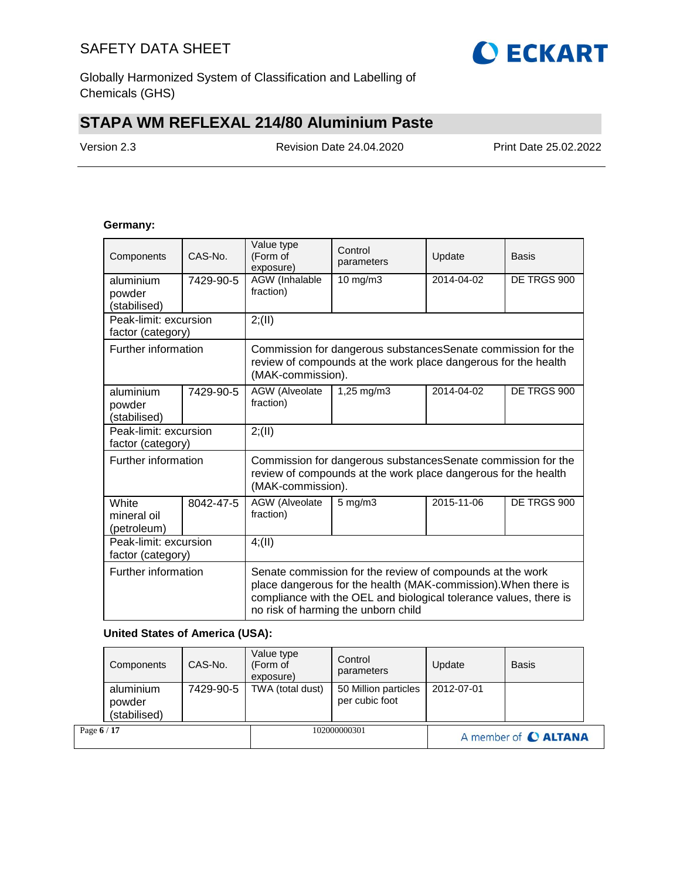**Germany:**

| Components | CAS-No. | Value type (Form of exposure) | Control parameters | Update | Basis |
|---|---|---|---|---|---|
| aluminium powder (stabilised) | 7429-90-5 | AGW (Inhalable fraction) | 10 mg/m3 | 2014-04-02 | DE TRGS 900 |
| Peak-limit: excursion factor (category) | | 2;(II) | | | |
| Further information | | Commission for dangerous substancesSenate commission for the review of compounds at the work place dangerous for the health (MAK-commission). | | | |
| aluminium powder (stabilised) | 7429-90-5 | AGW (Alveolate fraction) | 1,25 mg/m3 | 2014-04-02 | DE TRGS 900 |
| Peak-limit: excursion factor (category) | | 2;(II) | | | |
| Further information | | Commission for dangerous substancesSenate commission for the review of compounds at the work place dangerous for the health (MAK-commission). | | | |
| White mineral oil (petroleum) | 8042-47-5 | AGW (Alveolate fraction) | 5 mg/m3 | 2015-11-06 | DE TRGS 900 |
| Peak-limit: excursion factor (category) | | 4;(II) | | | |
| Further information | | Senate commission for the review of compounds at the work place dangerous for the health (MAK-commission).When there is compliance with the OEL and biological tolerance values, there is no risk of harming the unborn child | | | |

**United States of America (USA):**

| Components | CAS-No. | Value type (Form of exposure) | Control parameters | Update | Basis |
|---|---|---|---|---|---|
| aluminium powder (stabilised) | 7429-90-5 | TWA (total dust) | 50 Million particles per cubic foot | 2012-07-01 | |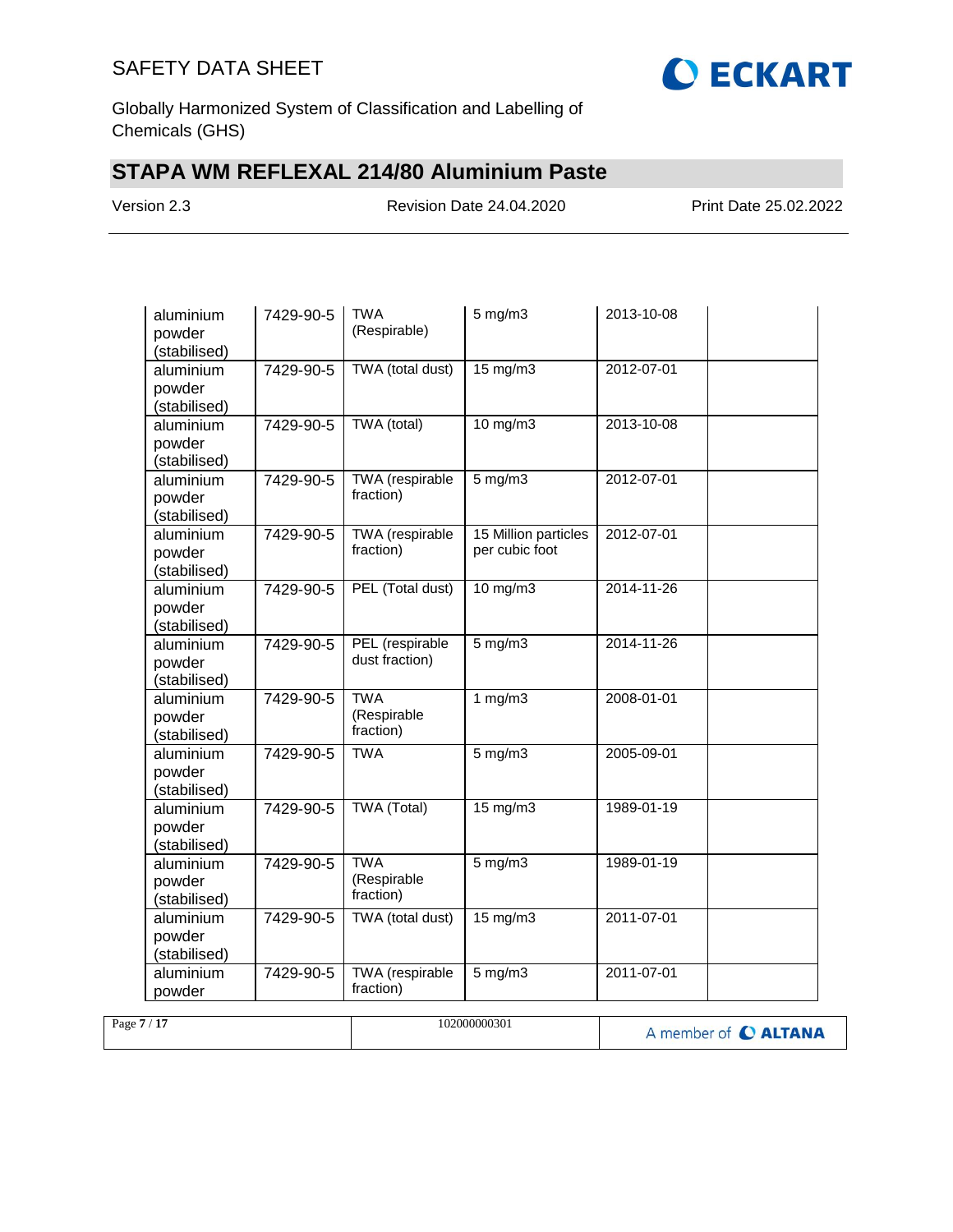| | | | | | |
|---|---|---|---|---|---|
| aluminium powder (stabilised) | 7429-90-5 | TWA (Respirable) | 5 mg/m3 | 2013-10-08 | |
| aluminium powder (stabilised) | 7429-90-5 | TWA (total dust) | 15 mg/m3 | 2012-07-01 | |
| aluminium powder (stabilised) | 7429-90-5 | TWA (total) | 10 mg/m3 | 2013-10-08 | |
| aluminium powder (stabilised) | 7429-90-5 | TWA (respirable fraction) | 5 mg/m3 | 2012-07-01 | |
| aluminium powder (stabilised) | 7429-90-5 | TWA (respirable fraction) | 15 Million particles per cubic foot | 2012-07-01 | |
| aluminium powder (stabilised) | 7429-90-5 | PEL (Total dust) | 10 mg/m3 | 2014-11-26 | |
| aluminium powder (stabilised) | 7429-90-5 | PEL (respirable dust fraction) | 5 mg/m3 | 2014-11-26 | |
| aluminium powder (stabilised) | 7429-90-5 | TWA (Respirable fraction) | 1 mg/m3 | 2008-01-01 | |
| aluminium powder (stabilised) | 7429-90-5 | TWA | 5 mg/m3 | 2005-09-01 | |
| aluminium powder (stabilised) | 7429-90-5 | TWA (Total) | 15 mg/m3 | 1989-01-19 | |
| aluminium powder (stabilised) | 7429-90-5 | TWA (Respirable fraction) | 5 mg/m3 | 1989-01-19 | |
| aluminium powder (stabilised) | 7429-90-5 | TWA (total dust) | 15 mg/m3 | 2011-07-01 | |
| aluminium powder | 7429-90-5 | TWA (respirable fraction) | 5 mg/m3 | 2011-07-01 | |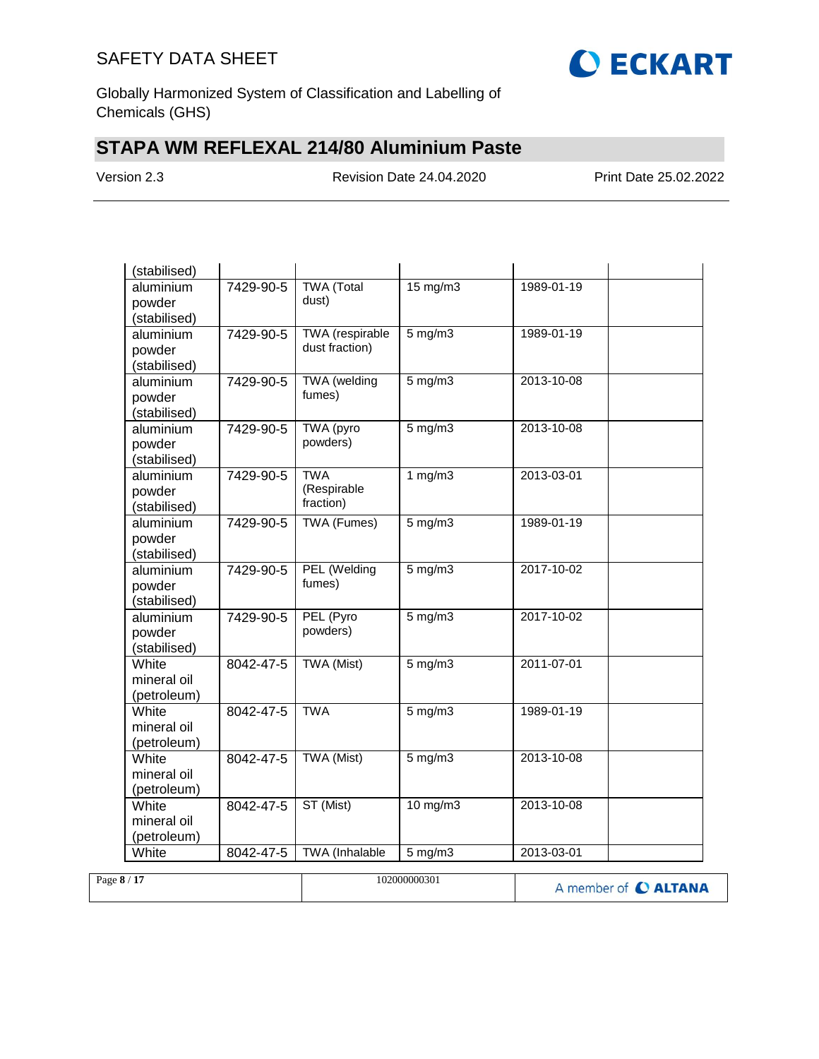| | | | | | |
|---|---|---|---|---|---|
| (stabilised) | | | | | |
| aluminium powder (stabilised) | 7429-90-5 | TWA (Total dust) | 15 mg/m3 | 1989-01-19 | |
| aluminium powder (stabilised) | 7429-90-5 | TWA (respirable dust fraction) | 5 mg/m3 | 1989-01-19 | |
| aluminium powder (stabilised) | 7429-90-5 | TWA (welding fumes) | 5 mg/m3 | 2013-10-08 | |
| aluminium powder (stabilised) | 7429-90-5 | TWA (pyro powders) | 5 mg/m3 | 2013-10-08 | |
| aluminium powder (stabilised) | 7429-90-5 | TWA (Respirable fraction) | 1 mg/m3 | 2013-03-01 | |
| aluminium powder (stabilised) | 7429-90-5 | TWA (Fumes) | 5 mg/m3 | 1989-01-19 | |
| aluminium powder (stabilised) | 7429-90-5 | PEL (Welding fumes) | 5 mg/m3 | 2017-10-02 | |
| aluminium powder (stabilised) | 7429-90-5 | PEL (Pyro powders) | 5 mg/m3 | 2017-10-02 | |
| White mineral oil (petroleum) | 8042-47-5 | TWA (Mist) | 5 mg/m3 | 2011-07-01 | |
| White mineral oil (petroleum) | 8042-47-5 | TWA | 5 mg/m3 | 1989-01-19 | |
| White mineral oil (petroleum) | 8042-47-5 | TWA (Mist) | 5 mg/m3 | 2013-10-08 | |
| White mineral oil (petroleum) | 8042-47-5 | ST (Mist) | 10 mg/m3 | 2013-10-08 | |
| White | 8042-47-5 | TWA (Inhalable | 5 mg/m3 | 2013-03-01 | |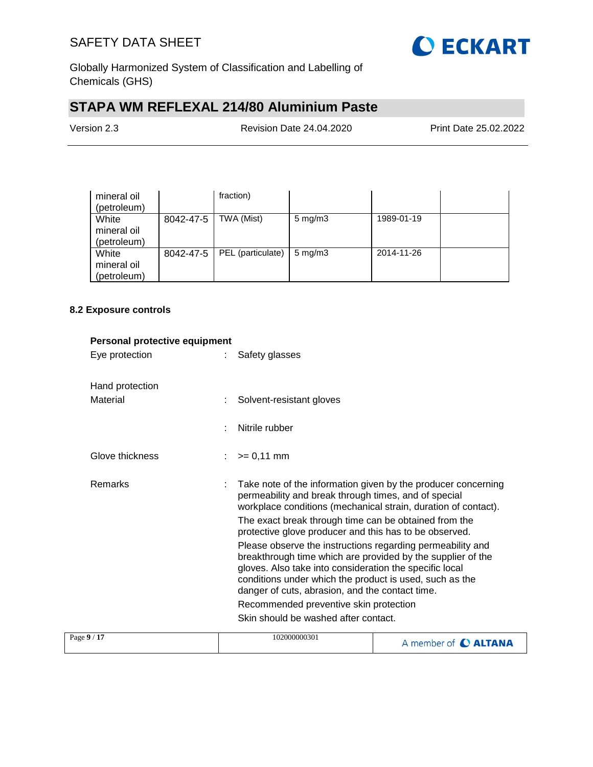| mineral oil (petroleum) | | fraction) | | | |
|---|---|---|---|---|---|
| White mineral oil (petroleum) | 8042-47-5 | TWA (Mist) | 5 mg/m3 | 1989-01-19 | |
| White mineral oil (petroleum) | 8042-47-5 | PEL (particulate) | 5 mg/m3 | 2014-11-26 | |

### 8.2 Exposure controls

**Personal protective equipment**

Eye protection : Safety glasses

Hand protection

Material : Solvent-resistant gloves

: Nitrile rubber

Glove thickness : >= 0,11 mm

Remarks : Take note of the information given by the producer concerning permeability and break through times, and of special workplace conditions (mechanical strain, duration of contact).

The exact break through time can be obtained from the protective glove producer and this has to be observed.

Please observe the instructions regarding permeability and breakthrough time which are provided by the supplier of the gloves. Also take into consideration the specific local conditions under which the product is used, such as the danger of cuts, abrasion, and the contact time.

Recommended preventive skin protection

Skin should be washed after contact.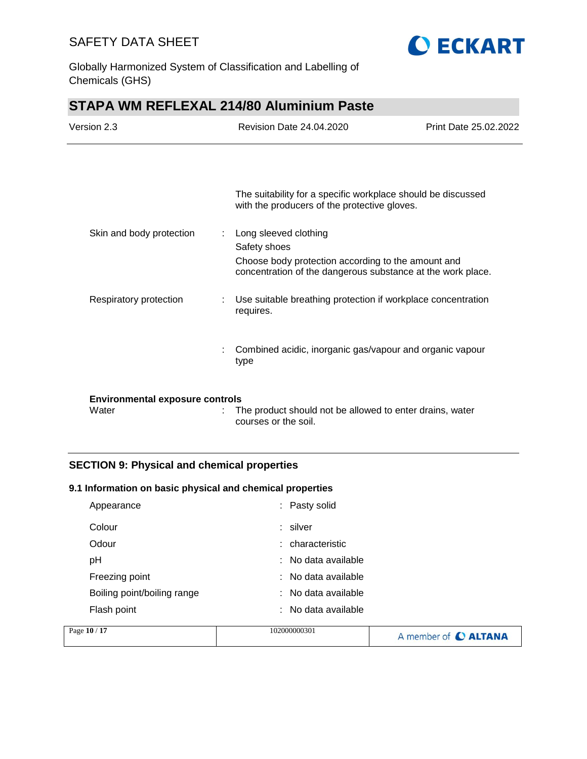| | | |
|---|---|---|
| | | The suitability for a specific workplace should be discussed with the producers of the protective gloves. |
| Skin and body protection | : | Long sleeved clothing<br>Safety shoes<br>Choose body protection according to the amount and concentration of the dangerous substance at the work place. |
| Respiratory protection | : | Use suitable breathing protection if workplace concentration requires. |
| | : | Combined acidic, inorganic gas/vapour and organic vapour type |

**Environmental exposure controls**

| | | |
|---|---|---|
| Water | : | The product should not be allowed to enter drains, water courses or the soil. |

## SECTION 9: Physical and chemical properties

### 9.1 Information on basic physical and chemical properties

| | | |
|---|---|---|
| Appearance | : | Pasty solid |
| Colour | : | silver |
| Odour | : | characteristic |
| pH | : | No data available |
| Freezing point | : | No data available |
| Boiling point/boiling range | : | No data available |
| Flash point | : | No data available |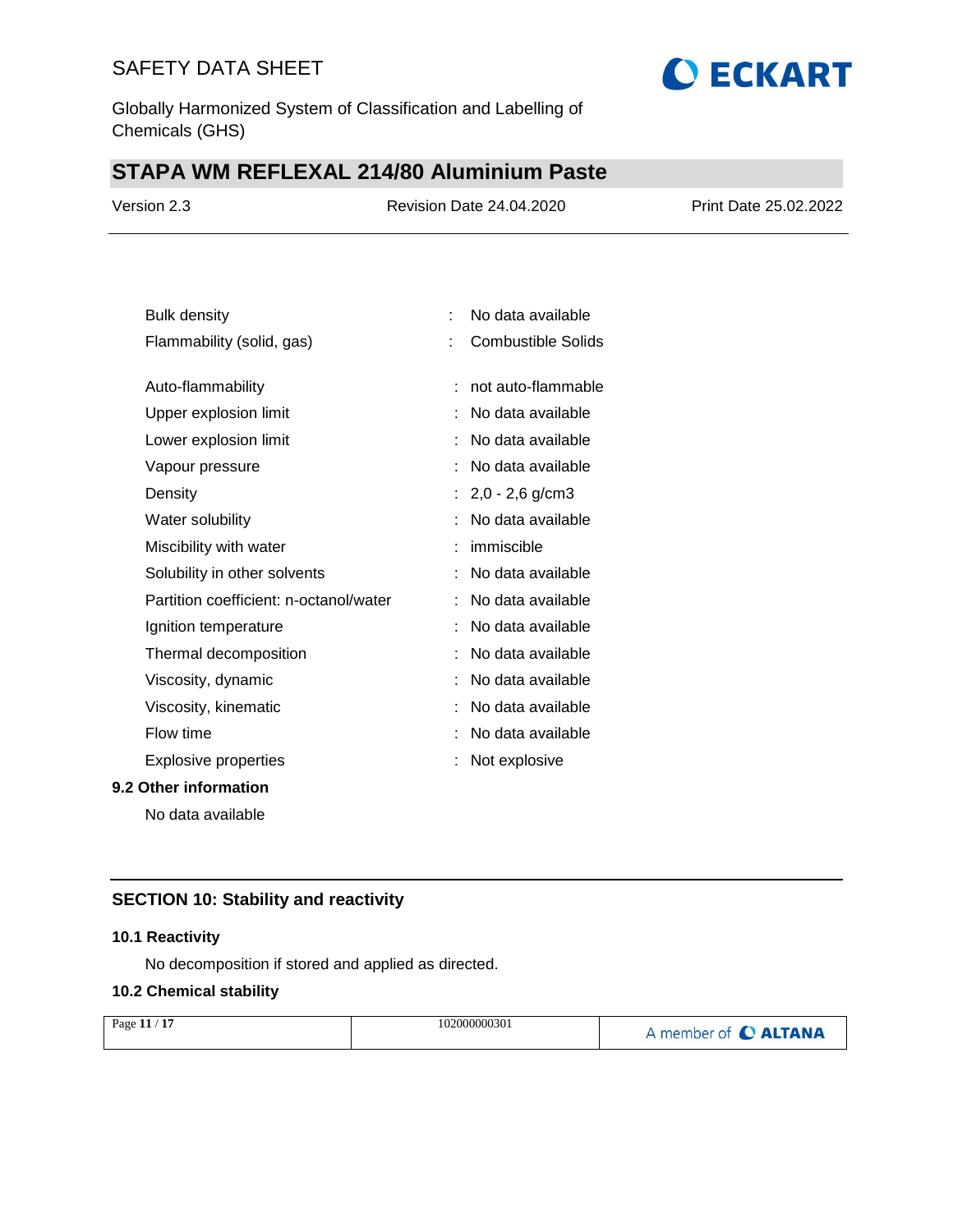| | | |
|---|---|---|
| Bulk density | : | No data available |
| Flammability (solid, gas) | : | Combustible Solids |
| Auto-flammability | : | not auto-flammable |
| Upper explosion limit | : | No data available |
| Lower explosion limit | : | No data available |
| Vapour pressure | : | No data available |
| Density | : | 2,0 - 2,6 g/cm3 |
| Water solubility | : | No data available |
| Miscibility with water | : | immiscible |
| Solubility in other solvents | : | No data available |
| Partition coefficient: n-octanol/water | : | No data available |
| Ignition temperature | : | No data available |
| Thermal decomposition | : | No data available |
| Viscosity, dynamic | : | No data available |
| Viscosity, kinematic | : | No data available |
| Flow time | : | No data available |
| Explosive properties | : | Not explosive |

**9.2 Other information**

No data available

## SECTION 10: Stability and reactivity

**10.1 Reactivity**

No decomposition if stored and applied as directed.

**10.2 Chemical stability**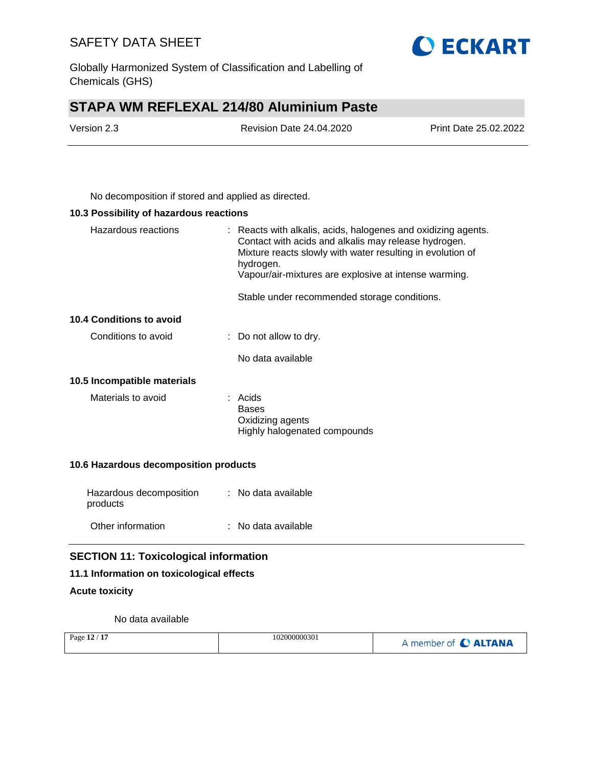No decomposition if stored and applied as directed.

### 10.3 Possibility of hazardous reactions

| | |
|---|---|
| Hazardous reactions | : Reacts with alkalis, acids, halogenes and oxidizing agents. Contact with acids and alkalis may release hydrogen. Mixture reacts slowly with water resulting in evolution of hydrogen. Vapour/air-mixtures are explosive at intense warming. |
| | Stable under recommended storage conditions. |

### 10.4 Conditions to avoid

| | |
|---|---|
| Conditions to avoid | : Do not allow to dry. |
| | No data available |

### 10.5 Incompatible materials

| | |
|---|---|
| Materials to avoid | : Acids<br>Bases<br>Oxidizing agents<br>Highly halogenated compounds |

### 10.6 Hazardous decomposition products

| | |
|---|---|
| Hazardous decomposition products | : No data available |
| Other information | : No data available |

## SECTION 11: Toxicological information

### 11.1 Information on toxicological effects

**Acute toxicity**

No data available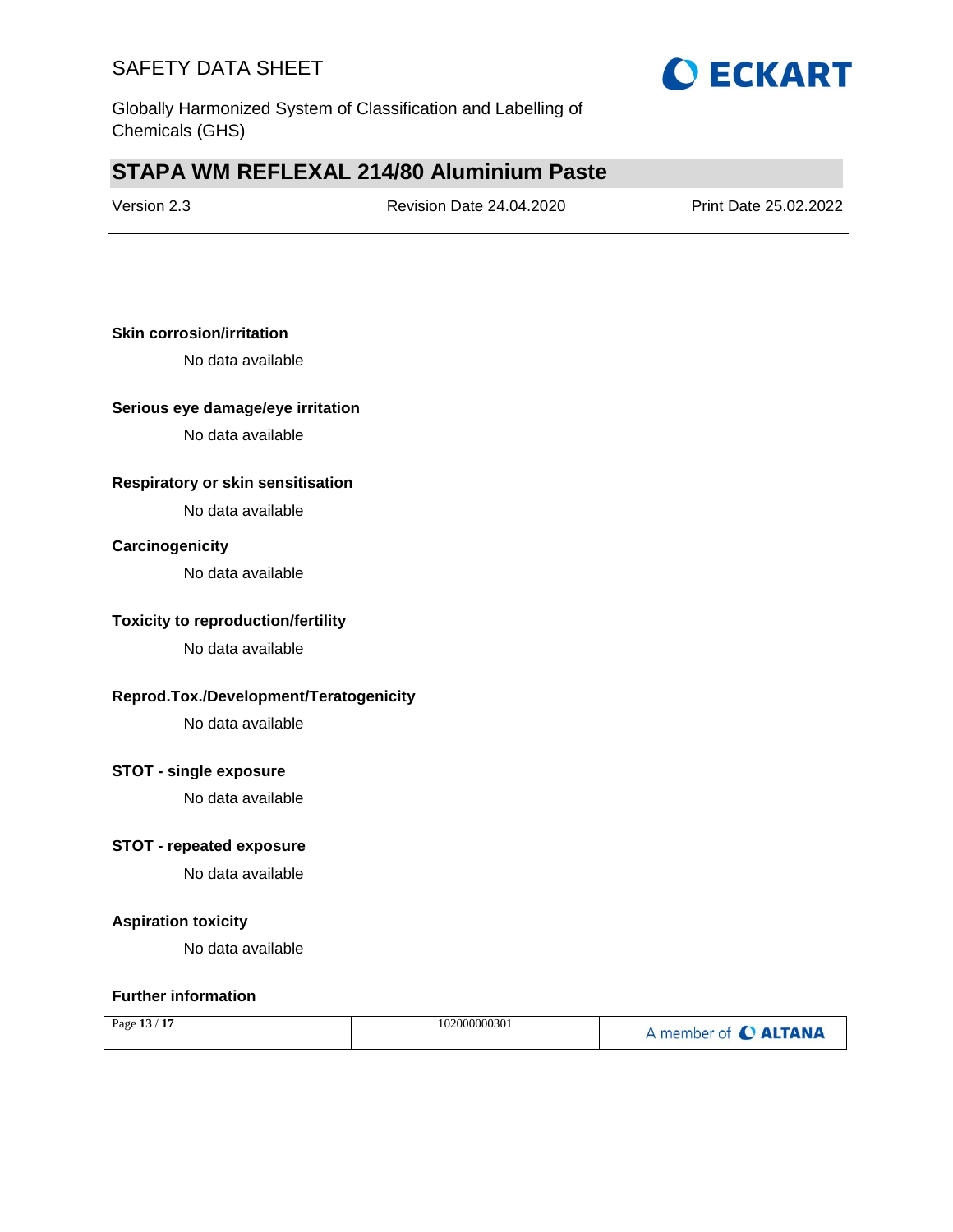**Skin corrosion/irritation**

No data available

**Serious eye damage/eye irritation**

No data available

**Respiratory or skin sensitisation**

No data available

**Carcinogenicity**

No data available

**Toxicity to reproduction/fertility**

No data available

**Reprod.Tox./Development/Teratogenicity**

No data available

**STOT - single exposure**

No data available

**STOT - repeated exposure**

No data available

**Aspiration toxicity**

No data available

**Further information**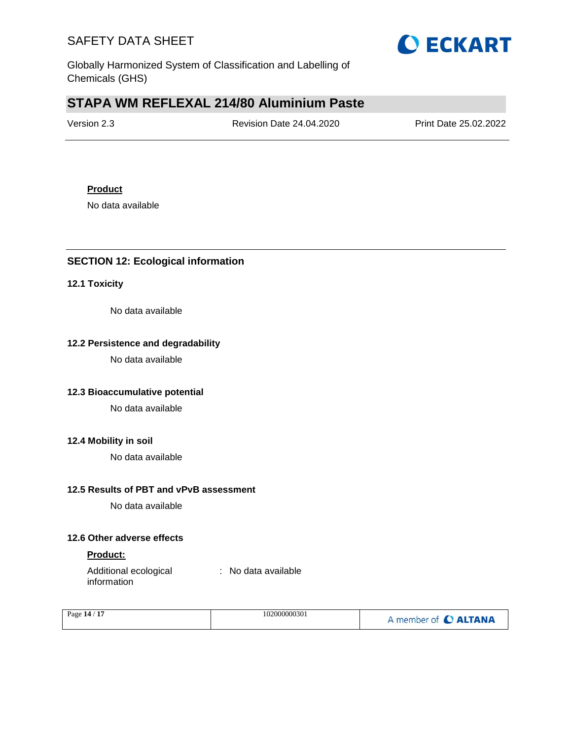**Product**

No data available

## SECTION 12: Ecological information

### 12.1 Toxicity

No data available

### 12.2 Persistence and degradability

No data available

### 12.3 Bioaccumulative potential

No data available

### 12.4 Mobility in soil

No data available

### 12.5 Results of PBT and vPvB assessment

No data available

### 12.6 Other adverse effects

**Product:**

Additional ecological information : No data available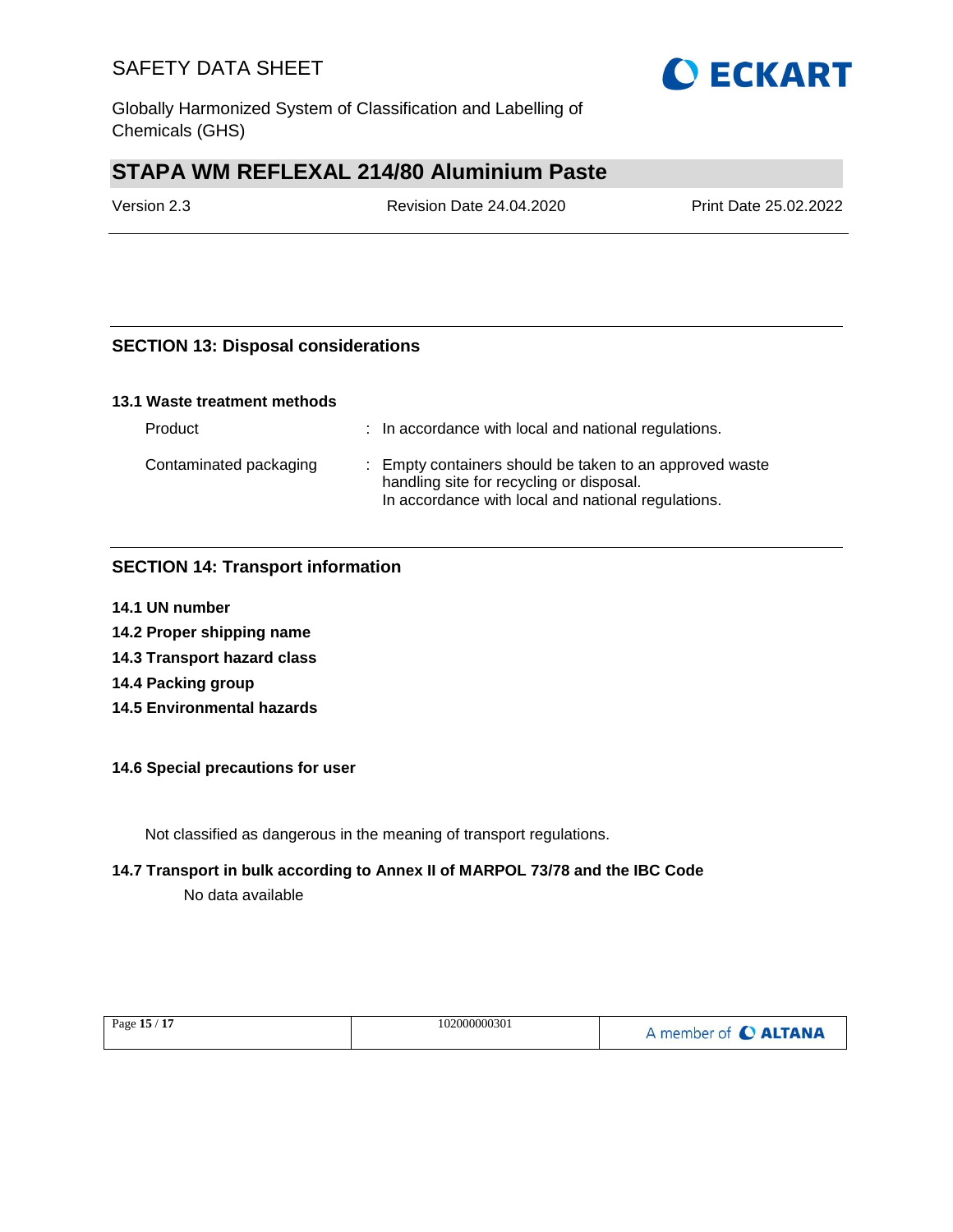## SECTION 13: Disposal considerations

### 13.1 Waste treatment methods

| | |
|---|---|
| Product | : In accordance with local and national regulations. |
| Contaminated packaging | : Empty containers should be taken to an approved waste handling site for recycling or disposal. In accordance with local and national regulations. |

## SECTION 14: Transport information

**14.1 UN number**

**14.2 Proper shipping name**

**14.3 Transport hazard class**

**14.4 Packing group**

**14.5 Environmental hazards**

**14.6 Special precautions for user**

Not classified as dangerous in the meaning of transport regulations.

**14.7 Transport in bulk according to Annex II of MARPOL 73/78 and the IBC Code**

No data available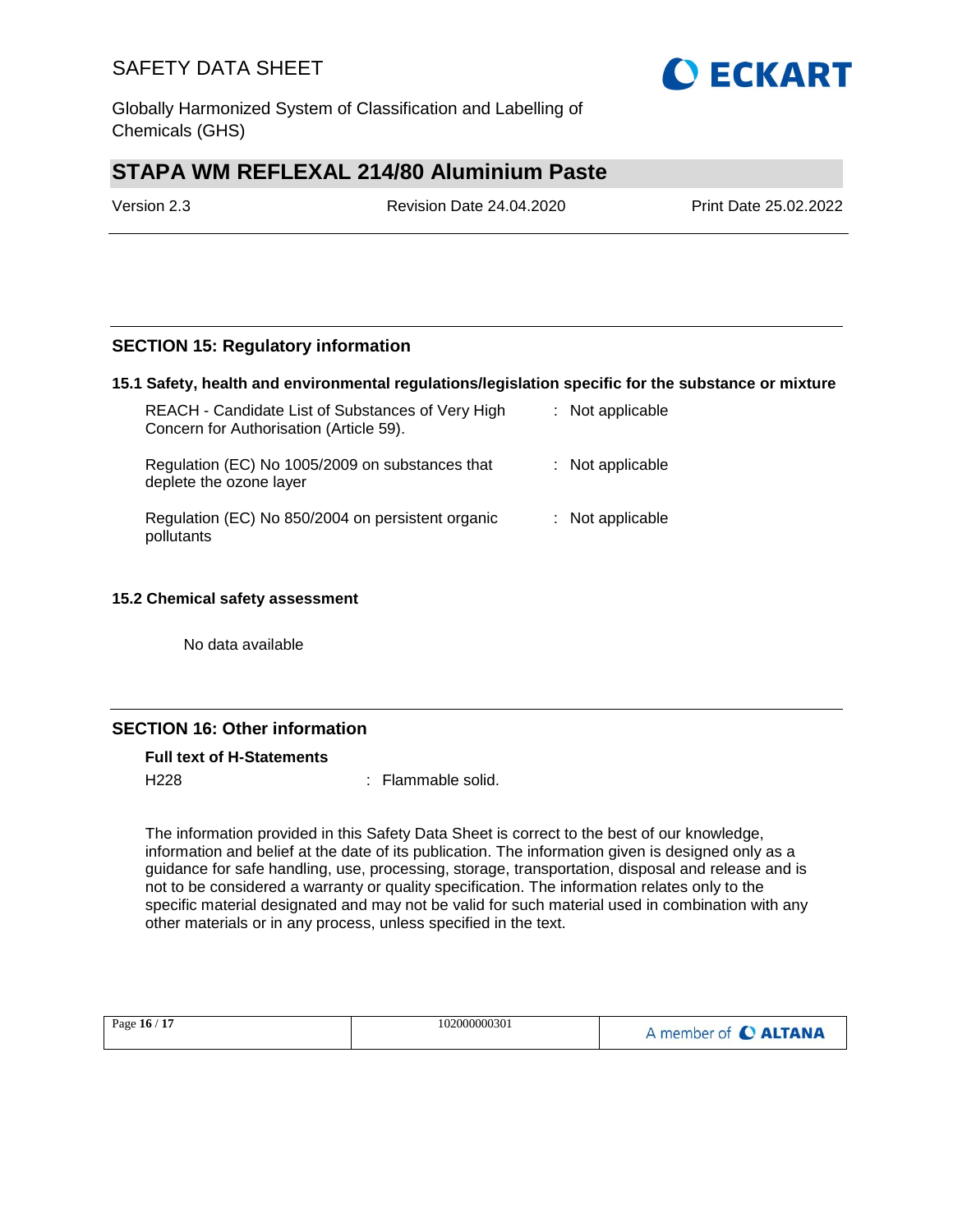## SECTION 15: Regulatory information

### 15.1 Safety, health and environmental regulations/legislation specific for the substance or mixture

| | |
|---|---|
| REACH - Candidate List of Substances of Very High Concern for Authorisation (Article 59). | : Not applicable |
| Regulation (EC) No 1005/2009 on substances that deplete the ozone layer | : Not applicable |
| Regulation (EC) No 850/2004 on persistent organic pollutants | : Not applicable |

### 15.2 Chemical safety assessment

No data available

## SECTION 16: Other information

**Full text of H-Statements**

H228 : Flammable solid.

The information provided in this Safety Data Sheet is correct to the best of our knowledge, information and belief at the date of its publication. The information given is designed only as a guidance for safe handling, use, processing, storage, transportation, disposal and release and is not to be considered a warranty or quality specification. The information relates only to the specific material designated and may not be valid for such material used in combination with any other materials or in any process, unless specified in the text.